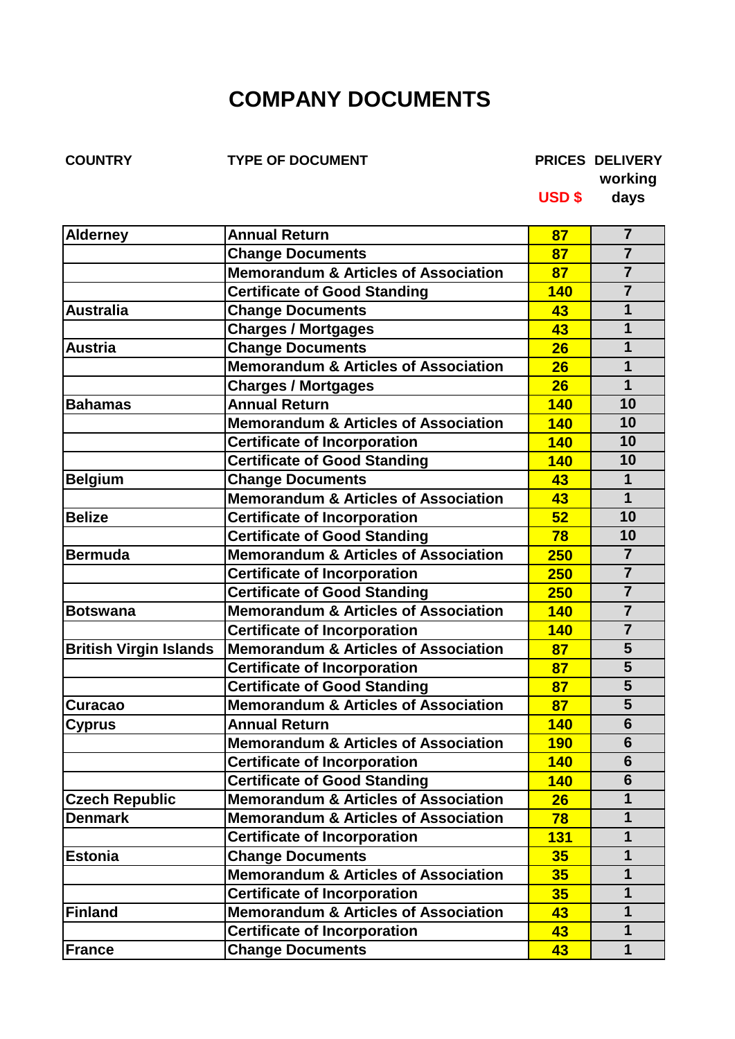# COMPANY DOCUMENTS

| COUNTRY | TYPE OF DOCUMENT | PRICES USD $ | DELIVERY working days |
|---|---|---|---|
| Alderney | Annual Return | 87 | 7 |
| | Change Documents | 87 | 7 |
| | Memorandum & Articles of Association | 87 | 7 |
| | Certificate of Good Standing | 140 | 7 |
| Australia | Change Documents | 43 | 1 |
| | Charges / Mortgages | 43 | 1 |
| Austria | Change Documents | 26 | 1 |
| | Memorandum & Articles of Association | 26 | 1 |
| | Charges / Mortgages | 26 | 1 |
| Bahamas | Annual Return | 140 | 10 |
| | Memorandum & Articles of Association | 140 | 10 |
| | Certificate of Incorporation | 140 | 10 |
| | Certificate of Good Standing | 140 | 10 |
| Belgium | Change Documents | 43 | 1 |
| | Memorandum & Articles of Association | 43 | 1 |
| Belize | Certificate of Incorporation | 52 | 10 |
| | Certificate of Good Standing | 78 | 10 |
| Bermuda | Memorandum & Articles of Association | 250 | 7 |
| | Certificate of Incorporation | 250 | 7 |
| | Certificate of Good Standing | 250 | 7 |
| Botswana | Memorandum & Articles of Association | 140 | 7 |
| | Certificate of Incorporation | 140 | 7 |
| British Virgin Islands | Memorandum & Articles of Association | 87 | 5 |
| | Certificate of Incorporation | 87 | 5 |
| | Certificate of Good Standing | 87 | 5 |
| Curacao | Memorandum & Articles of Association | 87 | 5 |
| Cyprus | Annual Return | 140 | 6 |
| | Memorandum & Articles of Association | 190 | 6 |
| | Certificate of Incorporation | 140 | 6 |
| | Certificate of Good Standing | 140 | 6 |
| Czech Republic | Memorandum & Articles of Association | 26 | 1 |
| Denmark | Memorandum & Articles of Association | 78 | 1 |
| | Certificate of Incorporation | 131 | 1 |
| Estonia | Change Documents | 35 | 1 |
| | Memorandum & Articles of Association | 35 | 1 |
| | Certificate of Incorporation | 35 | 1 |
| Finland | Memorandum & Articles of Association | 43 | 1 |
| | Certificate of Incorporation | 43 | 1 |
| France | Change Documents | 43 | 1 |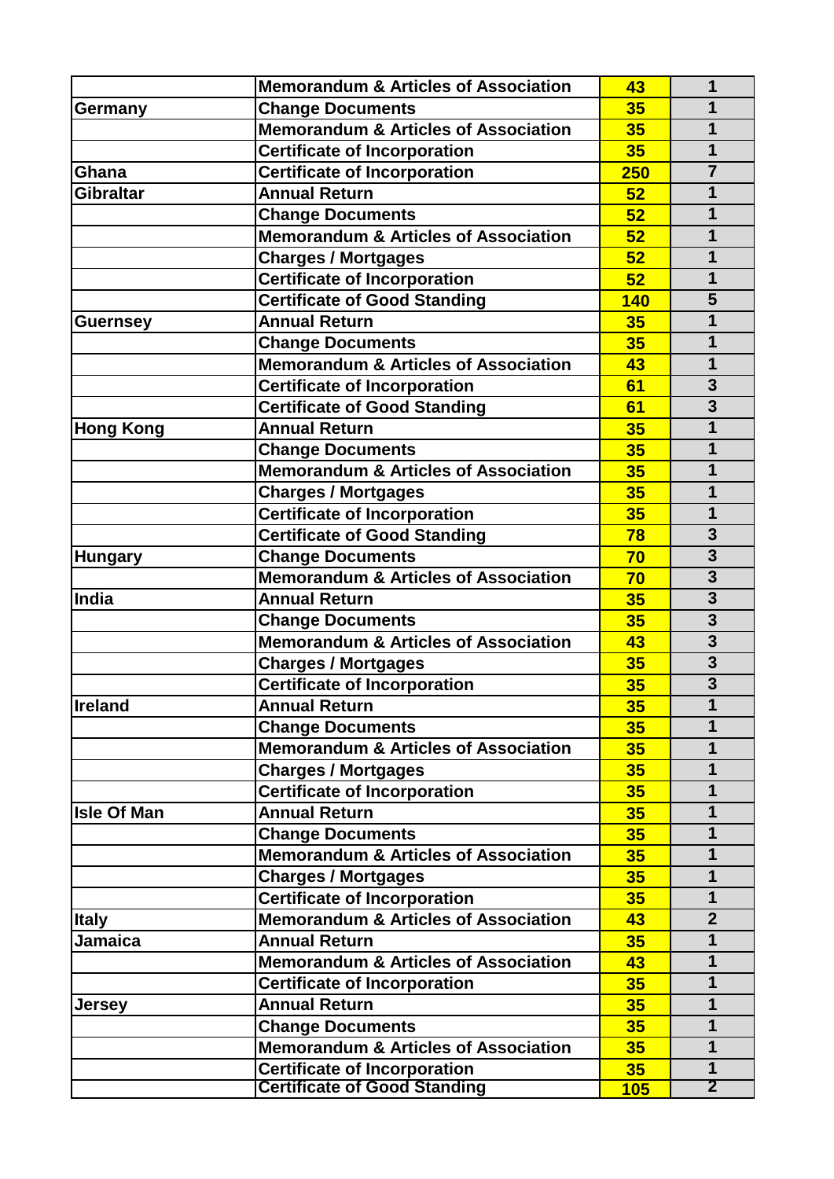| | | | |
|---|---|---|---|
| | **Memorandum & Articles of Association** | **43** | **1** |
| **Germany** | **Change Documents** | **35** | **1** |
| | **Memorandum & Articles of Association** | **35** | **1** |
| | **Certificate of Incorporation** | **35** | **1** |
| **Ghana** | **Certificate of Incorporation** | **250** | **7** |
| **Gibraltar** | **Annual Return** | **52** | **1** |
| | **Change Documents** | **52** | **1** |
| | **Memorandum & Articles of Association** | **52** | **1** |
| | **Charges / Mortgages** | **52** | **1** |
| | **Certificate of Incorporation** | **52** | **1** |
| | **Certificate of Good Standing** | **140** | **5** |
| **Guernsey** | **Annual Return** | **35** | **1** |
| | **Change Documents** | **35** | **1** |
| | **Memorandum & Articles of Association** | **43** | **1** |
| | **Certificate of Incorporation** | **61** | **3** |
| | **Certificate of Good Standing** | **61** | **3** |
| **Hong Kong** | **Annual Return** | **35** | **1** |
| | **Change Documents** | **35** | **1** |
| | **Memorandum & Articles of Association** | **35** | **1** |
| | **Charges / Mortgages** | **35** | **1** |
| | **Certificate of Incorporation** | **35** | **1** |
| | **Certificate of Good Standing** | **78** | **3** |
| **Hungary** | **Change Documents** | **70** | **3** |
| | **Memorandum & Articles of Association** | **70** | **3** |
| **India** | **Annual Return** | **35** | **3** |
| | **Change Documents** | **35** | **3** |
| | **Memorandum & Articles of Association** | **43** | **3** |
| | **Charges / Mortgages** | **35** | **3** |
| | **Certificate of Incorporation** | **35** | **3** |
| **Ireland** | **Annual Return** | **35** | **1** |
| | **Change Documents** | **35** | **1** |
| | **Memorandum & Articles of Association** | **35** | **1** |
| | **Charges / Mortgages** | **35** | **1** |
| | **Certificate of Incorporation** | **35** | **1** |
| **Isle Of Man** | **Annual Return** | **35** | **1** |
| | **Change Documents** | **35** | **1** |
| | **Memorandum & Articles of Association** | **35** | **1** |
| | **Charges / Mortgages** | **35** | **1** |
| | **Certificate of Incorporation** | **35** | **1** |
| **Italy** | **Memorandum & Articles of Association** | **43** | **2** |
| **Jamaica** | **Annual Return** | **35** | **1** |
| | **Memorandum & Articles of Association** | **43** | **1** |
| | **Certificate of Incorporation** | **35** | **1** |
| **Jersey** | **Annual Return** | **35** | **1** |
| | **Change Documents** | **35** | **1** |
| | **Memorandum & Articles of Association** | **35** | **1** |
| | **Certificate of Incorporation** | **35** | **1** |
| | **Certificate of Good Standing** | **105** | **2** |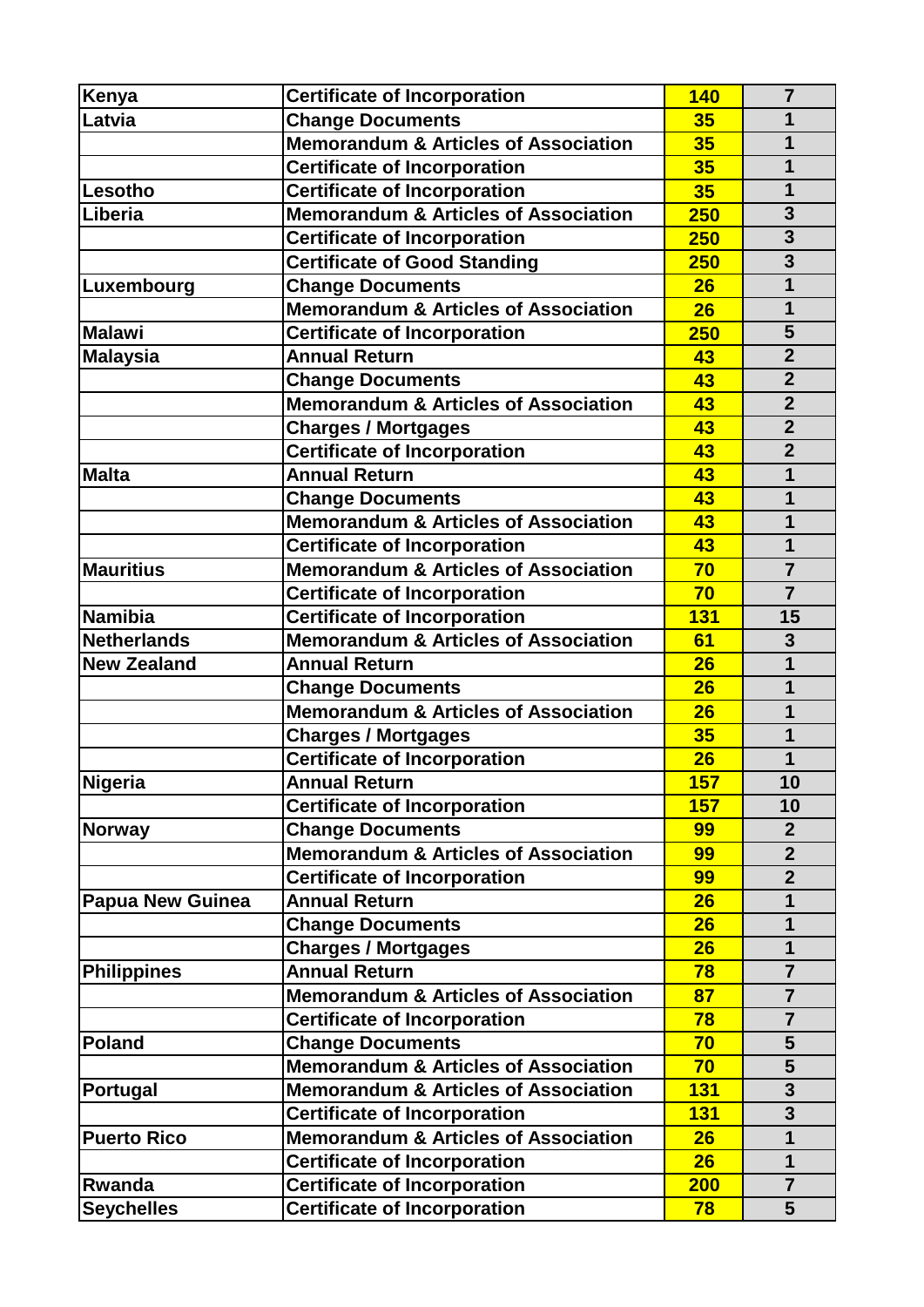| Kenya | Certificate of Incorporation | 140 | 7 |
|---|---|---|---|
| Latvia | Change Documents | 35 | 1 |
| | Memorandum & Articles of Association | 35 | 1 |
| | Certificate of Incorporation | 35 | 1 |
| Lesotho | Certificate of Incorporation | 35 | 1 |
| Liberia | Memorandum & Articles of Association | 250 | 3 |
| | Certificate of Incorporation | 250 | 3 |
| | Certificate of Good Standing | 250 | 3 |
| Luxembourg | Change Documents | 26 | 1 |
| | Memorandum & Articles of Association | 26 | 1 |
| Malawi | Certificate of Incorporation | 250 | 5 |
| Malaysia | Annual Return | 43 | 2 |
| | Change Documents | 43 | 2 |
| | Memorandum & Articles of Association | 43 | 2 |
| | Charges / Mortgages | 43 | 2 |
| | Certificate of Incorporation | 43 | 2 |
| Malta | Annual Return | 43 | 1 |
| | Change Documents | 43 | 1 |
| | Memorandum & Articles of Association | 43 | 1 |
| | Certificate of Incorporation | 43 | 1 |
| Mauritius | Memorandum & Articles of Association | 70 | 7 |
| | Certificate of Incorporation | 70 | 7 |
| Namibia | Certificate of Incorporation | 131 | 15 |
| Netherlands | Memorandum & Articles of Association | 61 | 3 |
| New Zealand | Annual Return | 26 | 1 |
| | Change Documents | 26 | 1 |
| | Memorandum & Articles of Association | 26 | 1 |
| | Charges / Mortgages | 35 | 1 |
| | Certificate of Incorporation | 26 | 1 |
| Nigeria | Annual Return | 157 | 10 |
| | Certificate of Incorporation | 157 | 10 |
| Norway | Change Documents | 99 | 2 |
| | Memorandum & Articles of Association | 99 | 2 |
| | Certificate of Incorporation | 99 | 2 |
| Papua New Guinea | Annual Return | 26 | 1 |
| | Change Documents | 26 | 1 |
| | Charges / Mortgages | 26 | 1 |
| Philippines | Annual Return | 78 | 7 |
| | Memorandum & Articles of Association | 87 | 7 |
| | Certificate of Incorporation | 78 | 7 |
| Poland | Change Documents | 70 | 5 |
| | Memorandum & Articles of Association | 70 | 5 |
| Portugal | Memorandum & Articles of Association | 131 | 3 |
| | Certificate of Incorporation | 131 | 3 |
| Puerto Rico | Memorandum & Articles of Association | 26 | 1 |
| | Certificate of Incorporation | 26 | 1 |
| Rwanda | Certificate of Incorporation | 200 | 7 |
| Seychelles | Certificate of Incorporation | 78 | 5 |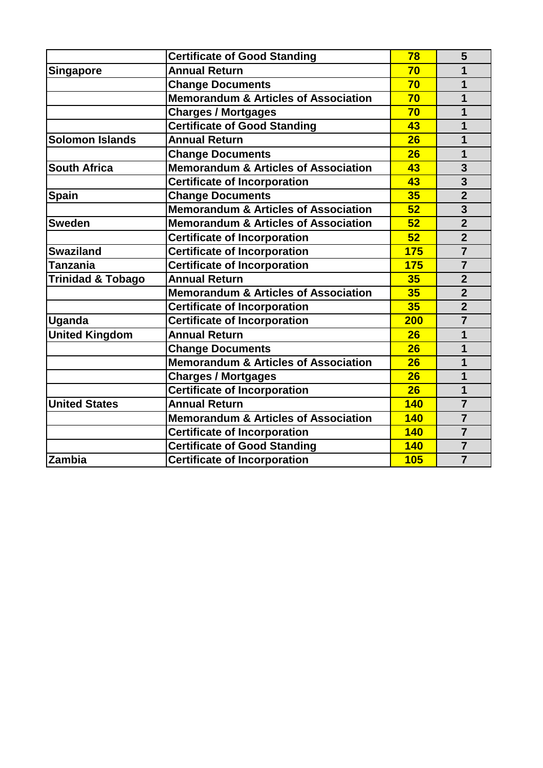| | | | |
|---|---|---|---|
| | **Certificate of Good Standing** | **78** | **5** |
| **Singapore** | **Annual Return** | **70** | **1** |
| | **Change Documents** | **70** | **1** |
| | **Memorandum & Articles of Association** | **70** | **1** |
| | **Charges / Mortgages** | **70** | **1** |
| | **Certificate of Good Standing** | **43** | **1** |
| **Solomon Islands** | **Annual Return** | **26** | **1** |
| | **Change Documents** | **26** | **1** |
| **South Africa** | **Memorandum & Articles of Association** | **43** | **3** |
| | **Certificate of Incorporation** | **43** | **3** |
| **Spain** | **Change Documents** | **35** | **2** |
| | **Memorandum & Articles of Association** | **52** | **3** |
| **Sweden** | **Memorandum & Articles of Association** | **52** | **2** |
| | **Certificate of Incorporation** | **52** | **2** |
| **Swaziland** | **Certificate of Incorporation** | **175** | **7** |
| **Tanzania** | **Certificate of Incorporation** | **175** | **7** |
| **Trinidad & Tobago** | **Annual Return** | **35** | **2** |
| | **Memorandum & Articles of Association** | **35** | **2** |
| | **Certificate of Incorporation** | **35** | **2** |
| **Uganda** | **Certificate of Incorporation** | **200** | **7** |
| **United Kingdom** | **Annual Return** | **26** | **1** |
| | **Change Documents** | **26** | **1** |
| | **Memorandum & Articles of Association** | **26** | **1** |
| | **Charges / Mortgages** | **26** | **1** |
| | **Certificate of Incorporation** | **26** | **1** |
| **United States** | **Annual Return** | **140** | **7** |
| | **Memorandum & Articles of Association** | **140** | **7** |
| | **Certificate of Incorporation** | **140** | **7** |
| | **Certificate of Good Standing** | **140** | **7** |
| **Zambia** | **Certificate of Incorporation** | **105** | **7** |